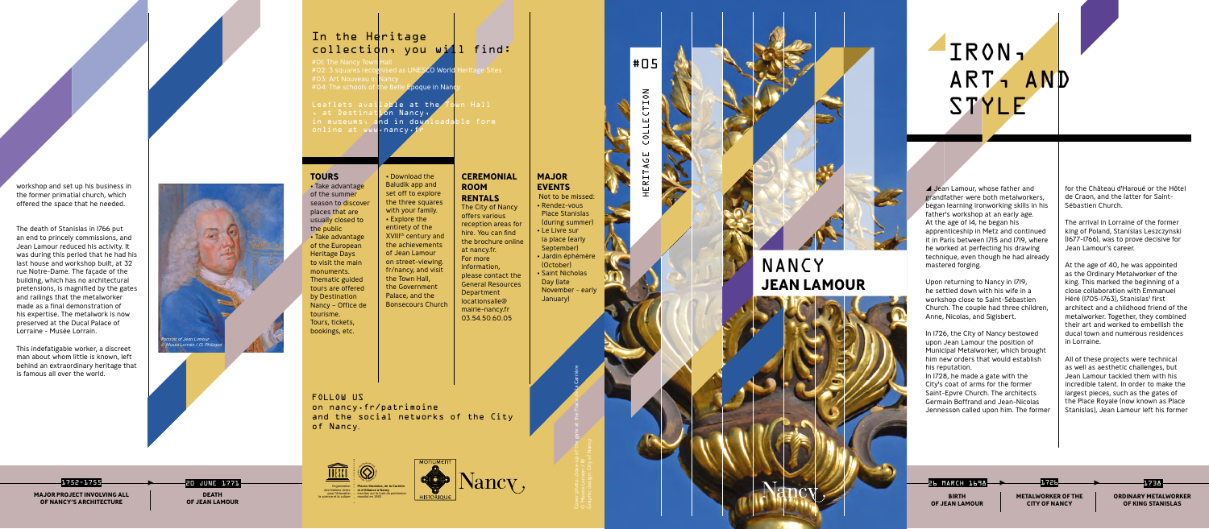workshop and set up his business in the former primatial church, which offered the space that he needed.

The death of Stanislas in 1766 put an end to princely commissions, and Jean Lamour reduced his activity. It was during this period that he had his last house and workshop built, at 32 rue Notre-Dame. The façade of the building, which has no architectural pretensions, is magnified by the gates and railings that the metalworker made as a final demonstration of his expertise. The metalwork is now preserved at the Ducal Palace of Lorraine - Musée Lorrain.

This indefatigable worker, a discreet man about whom little is known, left behind an extraordinary heritage that is famous all over the world.

*Portrait of Jean Lamour © Musée Lorrain / Cl. Philippot*

**1752-1755**
**MAJOR PROJECT INVOLVING ALL OF NANCY'S ARCHITECTURE**

**20 JUNE 1771**
**DEATH OF JEAN LAMOUR**

## In the Heritage collection, you will find:

#01: The Nancy Town Hall
#02: 3 squares recognised as UNESCO World Heritage Sites
#03: Art Nouveau in Nancy
#04: The schools of the Belle Époque in Nancy

Leaflets available at the Town Hall + at Destination Nancy, in museums, and in downloadable form online at www.nancy.fr

### TOURS

- Take advantage of the summer season to discover places that are usually closed to the public
- Take advantage of the European Heritage Days to visit the main monuments.
Thematic guided tours are offered by Destination Nancy – Office de tourisme.
Tours, tickets, bookings, etc.
- Download the Baludik app and set off to explore the three squares with your family.
- Explore the entirety of the XVIIIe century and the achievements of Jean Lamour on street-viewing.fr/nancy, and visit the Town Hall, the Government Palace, and the Bonsecours Church

### CEREMONIAL ROOM RENTALS

The City of Nancy offers various reception areas for hire. You can find the brochure online at nancy.fr.
For more information, please contact the General Resources Department locationsalle@mairie-nancy.fr 03.54.50.60.05

### MAJOR EVENTS

Not to be missed:
- Rendez-vous Place Stanislas (during summer)
- Le Livre sur la place (early September)
- Jardin éphémère (October)
- Saint Nicholas Day (late November - early January)

FOLLOW US
on nancy.fr/patrimoine
and the social networks of the City of Nancy.

#05
HERITAGE COLLECTION

# NANCY
## JEAN LAMOUR

# IRON, ART, AND STYLE

Jean Lamour, whose father and grandfather were both metalworkers, began learning ironworking skills in his father's workshop at an early age. At the age of 14, he began his apprenticeship in Metz and continued it in Paris between 1715 and 1719, where he worked at perfecting his drawing technique, even though he had already mastered forging.

Upon returning to Nancy in 1719, he settled down with his wife in a workshop close to Saint-Sébastien Church. The couple had three children, Anne, Nicolas, and Sigisbert.

In 1726, the City of Nancy bestowed upon Jean Lamour the position of Municipal Metalworker, which brought him new orders that would establish his reputation.
In 1728, he made a gate with the City's coat of arms for the former Saint-Epvre Church. The architects Germain Boffrand and Jean-Nicolas Jennesson called upon him. The former for the Château d'Haroué or the Hôtel de Craon, and the latter for Saint-Sébastien Church.

The arrival in Lorraine of the former king of Poland, Stanislas Leszczynski (1677-1766), was to prove decisive for Jean Lamour's career.

At the age of 40, he was appointed as the Ordinary Metalworker of the king. This marked the beginning of a close collaboration with Emmanuel Héré (1705-1763), Stanislas' first architect and a childhood friend of the metalworker. Together, they combined their art and worked to embellish the ducal town and numerous residences in Lorraine.

All of these projects were technical as well as aesthetic challenges, but Jean Lamour tackled them with his incredible talent. In order to make the largest pieces, such as the gates of the Place Royale (now known as Place Stanislas), Jean Lamour left his former

**26 MARCH 1698**
**BIRTH OF JEAN LAMOUR**

**1726**
**METALWORKER OF THE CITY OF NANCY**

**1738**
**ORDINARY METALWORKER OF KING STANISLAS**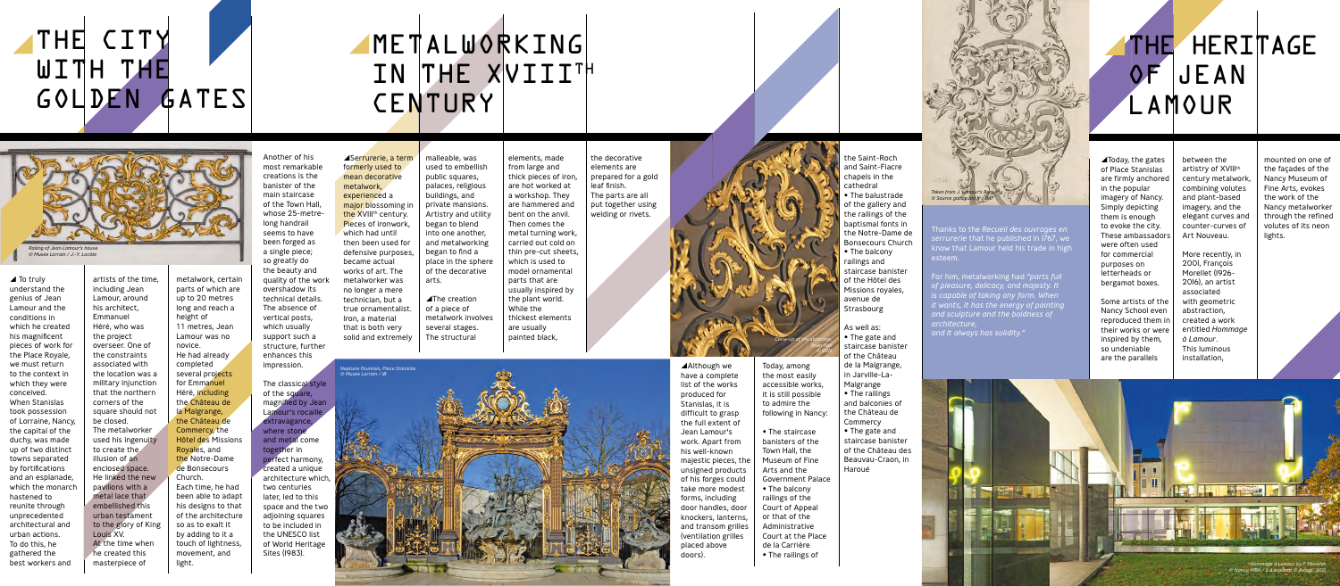# THE CITY WITH THE GOLDEN GATES

*Railing of Jean Lamour's house © Musée Lorrain / J.-Y. Lacôte*

To truly understand the genius of Jean Lamour and the conditions in which he created his magnificent pieces of work for the Place Royale, we must return to the context in which they were conceived. When Stanislas took possession of Lorraine, Nancy, the capital of the duchy, was made up of two distinct towns separated by fortifications and an esplanade, which the monarch hastened to reunite through unprecedented architectural and urban actions. To do this, he gathered the best workers and artists of the time, including Jean Lamour, around his architect, Emmanuel Héré, who was the project overseer. One of the constraints associated with the location was a military injunction that the northern corners of the square should not be closed. The metalworker used his ingenuity to create the illusion of an enclosed space. He linked the new pavilions with a metal lace that embellished this urban testament to the glory of King Louis XV. At the time when he created this masterpiece of metalwork, certain parts of which are up to 20 metres long and reach a height of 11 metres, Jean Lamour was no novice. He had already completed several projects for Emmanuel Héré, including the Château de la Malgrange, the Château de Commercy, the Hôtel des Missions Royales, and the Notre-Dame de Bonsecours Church. Each time, he had been able to adapt his designs to that of the architecture so as to exalt it by adding to it a touch of lightness, movement, and light.

Another of his most remarkable creations is the banister of the main staircase of the Town Hall, whose 25-metre-long handrail seems to have been forged as a single piece; so greatly do the beauty and quality of the work overshadow its technical details. The absence of vertical posts, which usually support such a structure, further enhances this impression.

The classical style of the square, magnified by Jean Lamour's rocaille extravagance, where stone and metal come together in perfect harmony, created a unique architecture which, two centuries later, led to this space and the two adjoining squares to be included in the UNESCO list of World Heritage Sites (1983).

# METALWORKING IN THE XVIII$^{th}$ CENTURY

Serrurerie, a term formerly used to mean decorative metalwork, experienced a major blossoming in the XVIII$^{th}$ century. Pieces of ironwork, which had until then been used for defensive purposes, became actual works of art. The metalworker was no longer a mere technician, but a true ornamentalist. Iron, a material that is both very solid and extremely malleable, was used to embellish public squares, palaces, religious buildings, and private mansions. Artistry and utility began to blend into one another, and metalworking began to find a place in the sphere of the decorative arts.

The creation of a piece of metalwork involves several stages. The structural elements, made from large and thick pieces of iron, are hot worked at a workshop. They are hammered and bent on the anvil. Then comes the metal turning work, carried out cold on thin pre-cut sheets, which is used to model ornamental parts that are usually inspired by the plant world. While the thickest elements are usually painted black, the decorative elements are prepared for a gold leaf finish. The parts are all put together using welding or rivets.

*Neptune Fountain, Place Stanislas © Musée Lorrain / IB*

*Close-up of the staircase, Town Hall*

Although we have a complete list of the works produced for Stanislas, it is difficult to grasp the full extent of Jean Lamour's work. Apart from his well-known majestic pieces, the unsigned products of his forges could take more modest forms, including door handles, door knockers, lanterns, and transom grilles (ventilation grilles placed above doors).

Today, among the most easily accessible works, it is still possible to admire the following in Nancy:

- The staircase banisters of the Town Hall, the Museum of Fine Arts and the Government Palace
- The balcony railings of the Court of Appeal or that of the Administrative Court at the Place de la Carrière
- The railings of the Saint-Roch and Saint-Fiacre chapels in the cathedral
- The balustrade of the gallery and the railings of the baptismal fonts in the Notre-Dame de Bonsecours Church
- The balcony railings and staircase banister of the Hôtel des Missions royales, avenue de Strasbourg

As well as:

- The gate and staircase banister of the Château de la Malgrange, in Jarville-La-Malgrange
- The railings and balconies of the Château de Commercy
- The gate and staircase banister of the Château des Beauvau-Craon, in Haroué

*Taken from J. Lamour's Recueil © Source gallica.bnf.fr / BnF*

Thanks to the *Recueil des ouvrages en serrurerie* that he published in 1767, we know that Lamour held his trade in high esteem.

For him, metalworking had *"parts full of pleasure, delicacy, and majesty. It is capable of taking any form. When it wants, it has the energy of painting and sculpture and the boldness of architecture, and it always has solidity."*

# THE HERITAGE OF JEAN LAMOUR

Today, the gates of Place Stanislas are firmly anchored in the popular imagery of Nancy. Simply depicting them is enough to evoke the city. These ambassadors were often used for commercial purposes on letterheads or bergamot boxes.

Some artists of the Nancy School even reproduced them in their works or were inspired by them, so undeniable are the parallels between the artistry of XVIII$^{th}$ century metalwork, combining volutes and plant-based imagery, and the elegant curves and counter-curves of Art Nouveau.

More recently, in 2001, François Morellet (1926-2016), an artist associated with geometric abstraction, created a work entitled *Hommage à Lamour*. This luminous installation, mounted on one of the façades of the Nancy Museum of Fine Arts, evokes the work of the Nancy metalworker through the refined volutes of its neon lights.

*Hommage à Lamour by F. Morellet © Nancy-MBA / S. Levoyer © Adagp, 2021*